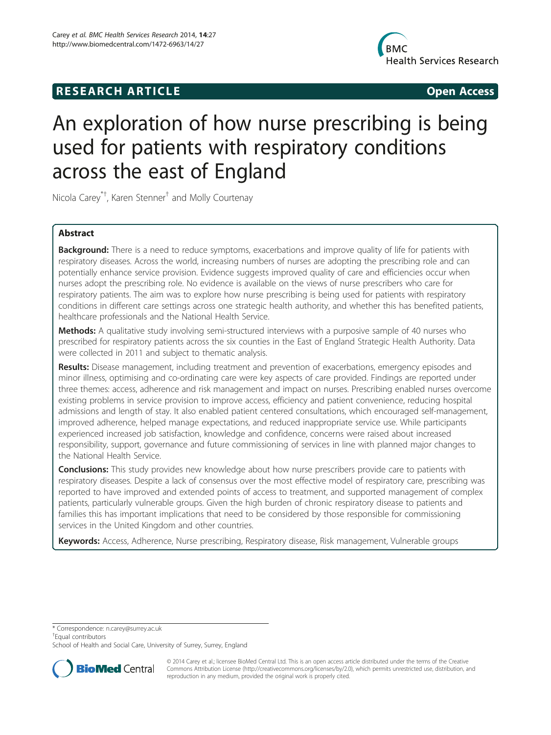**RESEARCH ARTICLE** **Open Access**

# An exploration of how nurse prescribing is being used for patients with respiratory conditions across the east of England

Nicola Carey[*†], Karen Stenner[†] and Molly Courtenay

## Abstract

**Background:** There is a need to reduce symptoms, exacerbations and improve quality of life for patients with respiratory diseases. Across the world, increasing numbers of nurses are adopting the prescribing role and can potentially enhance service provision. Evidence suggests improved quality of care and efficiencies occur when nurses adopt the prescribing role. No evidence is available on the views of nurse prescribers who care for respiratory patients. The aim was to explore how nurse prescribing is being used for patients with respiratory conditions in different care settings across one strategic health authority, and whether this has benefited patients, healthcare professionals and the National Health Service.

**Methods:** A qualitative study involving semi-structured interviews with a purposive sample of 40 nurses who prescribed for respiratory patients across the six counties in the East of England Strategic Health Authority. Data were collected in 2011 and subject to thematic analysis.

**Results:** Disease management, including treatment and prevention of exacerbations, emergency episodes and minor illness, optimising and co-ordinating care were key aspects of care provided. Findings are reported under three themes: access, adherence and risk management and impact on nurses. Prescribing enabled nurses overcome existing problems in service provision to improve access, efficiency and patient convenience, reducing hospital admissions and length of stay. It also enabled patient centered consultations, which encouraged self-management, improved adherence, helped manage expectations, and reduced inappropriate service use. While participants experienced increased job satisfaction, knowledge and confidence, concerns were raised about increased responsibility, support, governance and future commissioning of services in line with planned major changes to the National Health Service.

**Conclusions:** This study provides new knowledge about how nurse prescribers provide care to patients with respiratory diseases. Despite a lack of consensus over the most effective model of respiratory care, prescribing was reported to have improved and extended points of access to treatment, and supported management of complex patients, particularly vulnerable groups. Given the high burden of chronic respiratory disease to patients and families this has important implications that need to be considered by those responsible for commissioning services in the United Kingdom and other countries.

**Keywords:** Access, Adherence, Nurse prescribing, Respiratory disease, Risk management, Vulnerable groups

---

[*] Correspondence: n.carey@surrey.ac.uk
[†]Equal contributors
School of Health and Social Care, University of Surrey, Surrey, England

© 2014 Carey et al.; licensee BioMed Central Ltd. This is an open access article distributed under the terms of the Creative Commons Attribution License (http://creativecommons.org/licenses/by/2.0), which permits unrestricted use, distribution, and reproduction in any medium, provided the original work is properly cited.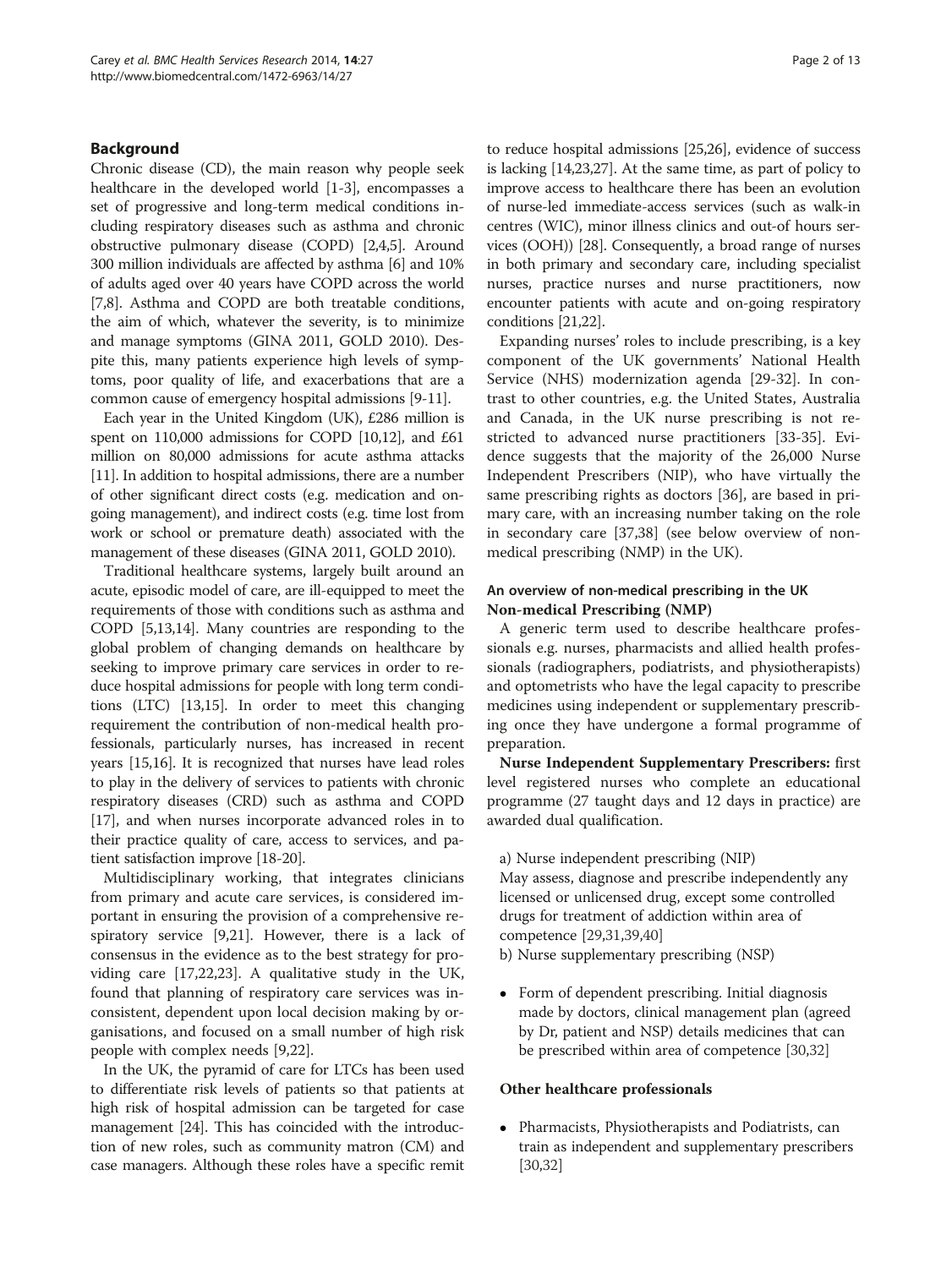## Background

Chronic disease (CD), the main reason why people seek healthcare in the developed world [1-3], encompasses a set of progressive and long-term medical conditions including respiratory diseases such as asthma and chronic obstructive pulmonary disease (COPD) [2,4,5]. Around 300 million individuals are affected by asthma [6] and 10% of adults aged over 40 years have COPD across the world [7,8]. Asthma and COPD are both treatable conditions, the aim of which, whatever the severity, is to minimize and manage symptoms (GINA 2011, GOLD 2010). Despite this, many patients experience high levels of symptoms, poor quality of life, and exacerbations that are a common cause of emergency hospital admissions [9-11].

Each year in the United Kingdom (UK), £286 million is spent on 110,000 admissions for COPD [10,12], and £61 million on 80,000 admissions for acute asthma attacks [11]. In addition to hospital admissions, there are a number of other significant direct costs (e.g. medication and ongoing management), and indirect costs (e.g. time lost from work or school or premature death) associated with the management of these diseases (GINA 2011, GOLD 2010).

Traditional healthcare systems, largely built around an acute, episodic model of care, are ill-equipped to meet the requirements of those with conditions such as asthma and COPD [5,13,14]. Many countries are responding to the global problem of changing demands on healthcare by seeking to improve primary care services in order to reduce hospital admissions for people with long term conditions (LTC) [13,15]. In order to meet this changing requirement the contribution of non-medical health professionals, particularly nurses, has increased in recent years [15,16]. It is recognized that nurses have lead roles to play in the delivery of services to patients with chronic respiratory diseases (CRD) such as asthma and COPD [17], and when nurses incorporate advanced roles in to their practice quality of care, access to services, and patient satisfaction improve [18-20].

Multidisciplinary working, that integrates clinicians from primary and acute care services, is considered important in ensuring the provision of a comprehensive respiratory service [9,21]. However, there is a lack of consensus in the evidence as to the best strategy for providing care [17,22,23]. A qualitative study in the UK, found that planning of respiratory care services was inconsistent, dependent upon local decision making by organisations, and focused on a small number of high risk people with complex needs [9,22].

In the UK, the pyramid of care for LTCs has been used to differentiate risk levels of patients so that patients at high risk of hospital admission can be targeted for case management [24]. This has coincided with the introduction of new roles, such as community matron (CM) and case managers. Although these roles have a specific remit to reduce hospital admissions [25,26], evidence of success is lacking [14,23,27]. At the same time, as part of policy to improve access to healthcare there has been an evolution of nurse-led immediate-access services (such as walk-in centres (WIC), minor illness clinics and out-of hours services (OOH)) [28]. Consequently, a broad range of nurses in both primary and secondary care, including specialist nurses, practice nurses and nurse practitioners, now encounter patients with acute and on-going respiratory conditions [21,22].

Expanding nurses' roles to include prescribing, is a key component of the UK governments' National Health Service (NHS) modernization agenda [29-32]. In contrast to other countries, e.g. the United States, Australia and Canada, in the UK nurse prescribing is not restricted to advanced nurse practitioners [33-35]. Evidence suggests that the majority of the 26,000 Nurse Independent Prescribers (NIP), who have virtually the same prescribing rights as doctors [36], are based in primary care, with an increasing number taking on the role in secondary care [37,38] (see below overview of non-medical prescribing (NMP) in the UK).

### An overview of non-medical prescribing in the UK

**Non-medical Prescribing (NMP)**

A generic term used to describe healthcare professionals e.g. nurses, pharmacists and allied health professionals (radiographers, podiatrists, and physiotherapists) and optometrists who have the legal capacity to prescribe medicines using independent or supplementary prescribing once they have undergone a formal programme of preparation.

**Nurse Independent Supplementary Prescribers:** first level registered nurses who complete an educational programme (27 taught days and 12 days in practice) are awarded dual qualification.

a) Nurse independent prescribing (NIP)
May assess, diagnose and prescribe independently any licensed or unlicensed drug, except some controlled drugs for treatment of addiction within area of competence [29,31,39,40]

b) Nurse supplementary prescribing (NSP)

- Form of dependent prescribing. Initial diagnosis made by doctors, clinical management plan (agreed by Dr, patient and NSP) details medicines that can be prescribed within area of competence [30,32]

**Other healthcare professionals**

- Pharmacists, Physiotherapists and Podiatrists, can train as independent and supplementary prescribers [30,32]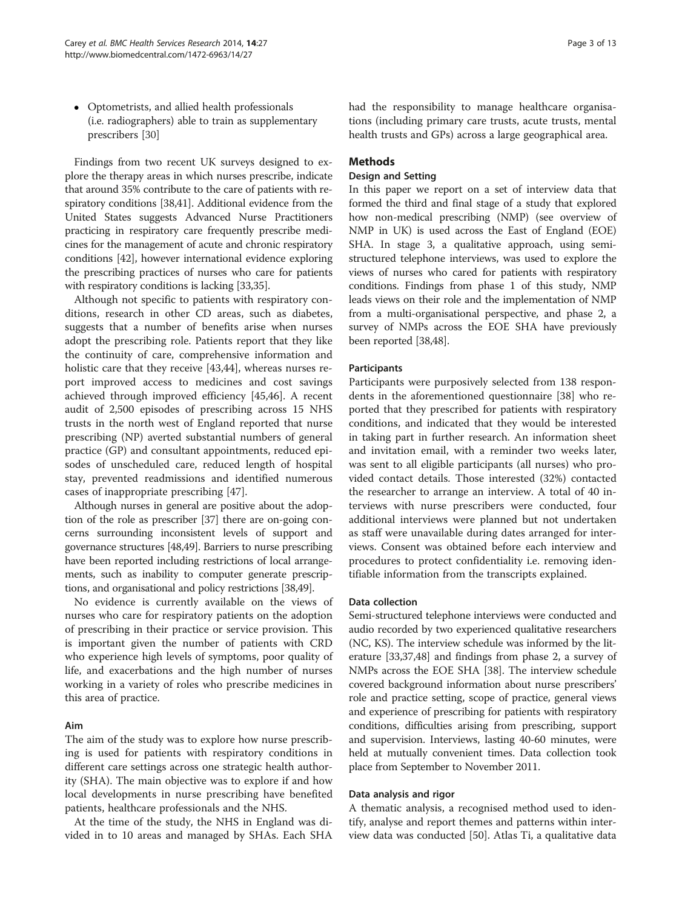- Optometrists, and allied health professionals (i.e. radiographers) able to train as supplementary prescribers [30]

Findings from two recent UK surveys designed to explore the therapy areas in which nurses prescribe, indicate that around 35% contribute to the care of patients with respiratory conditions [38,41]. Additional evidence from the United States suggests Advanced Nurse Practitioners practicing in respiratory care frequently prescribe medicines for the management of acute and chronic respiratory conditions [42], however international evidence exploring the prescribing practices of nurses who care for patients with respiratory conditions is lacking [33,35].

Although not specific to patients with respiratory conditions, research in other CD areas, such as diabetes, suggests that a number of benefits arise when nurses adopt the prescribing role. Patients report that they like the continuity of care, comprehensive information and holistic care that they receive [43,44], whereas nurses report improved access to medicines and cost savings achieved through improved efficiency [45,46]. A recent audit of 2,500 episodes of prescribing across 15 NHS trusts in the north west of England reported that nurse prescribing (NP) averted substantial numbers of general practice (GP) and consultant appointments, reduced episodes of unscheduled care, reduced length of hospital stay, prevented readmissions and identified numerous cases of inappropriate prescribing [47].

Although nurses in general are positive about the adoption of the role as prescriber [37] there are on-going concerns surrounding inconsistent levels of support and governance structures [48,49]. Barriers to nurse prescribing have been reported including restrictions of local arrangements, such as inability to computer generate prescriptions, and organisational and policy restrictions [38,49].

No evidence is currently available on the views of nurses who care for respiratory patients on the adoption of prescribing in their practice or service provision. This is important given the number of patients with CRD who experience high levels of symptoms, poor quality of life, and exacerbations and the high number of nurses working in a variety of roles who prescribe medicines in this area of practice.

### Aim

The aim of the study was to explore how nurse prescribing is used for patients with respiratory conditions in different care settings across one strategic health authority (SHA). The main objective was to explore if and how local developments in nurse prescribing have benefited patients, healthcare professionals and the NHS.

At the time of the study, the NHS in England was divided in to 10 areas and managed by SHAs. Each SHA had the responsibility to manage healthcare organisations (including primary care trusts, acute trusts, mental health trusts and GPs) across a large geographical area.

## Methods

### Design and Setting

In this paper we report on a set of interview data that formed the third and final stage of a study that explored how non-medical prescribing (NMP) (see overview of NMP in UK) is used across the East of England (EOE) SHA. In stage 3, a qualitative approach, using semi-structured telephone interviews, was used to explore the views of nurses who cared for patients with respiratory conditions. Findings from phase 1 of this study, NMP leads views on their role and the implementation of NMP from a multi-organisational perspective, and phase 2, a survey of NMPs across the EOE SHA have previously been reported [38,48].

### Participants

Participants were purposively selected from 138 respondents in the aforementioned questionnaire [38] who reported that they prescribed for patients with respiratory conditions, and indicated that they would be interested in taking part in further research. An information sheet and invitation email, with a reminder two weeks later, was sent to all eligible participants (all nurses) who provided contact details. Those interested (32%) contacted the researcher to arrange an interview. A total of 40 interviews with nurse prescribers were conducted, four additional interviews were planned but not undertaken as staff were unavailable during dates arranged for interviews. Consent was obtained before each interview and procedures to protect confidentiality i.e. removing identifiable information from the transcripts explained.

### Data collection

Semi-structured telephone interviews were conducted and audio recorded by two experienced qualitative researchers (NC, KS). The interview schedule was informed by the literature [33,37,48] and findings from phase 2, a survey of NMPs across the EOE SHA [38]. The interview schedule covered background information about nurse prescribers' role and practice setting, scope of practice, general views and experience of prescribing for patients with respiratory conditions, difficulties arising from prescribing, support and supervision. Interviews, lasting 40-60 minutes, were held at mutually convenient times. Data collection took place from September to November 2011.

### Data analysis and rigor

A thematic analysis, a recognised method used to identify, analyse and report themes and patterns within interview data was conducted [50]. Atlas Ti, a qualitative data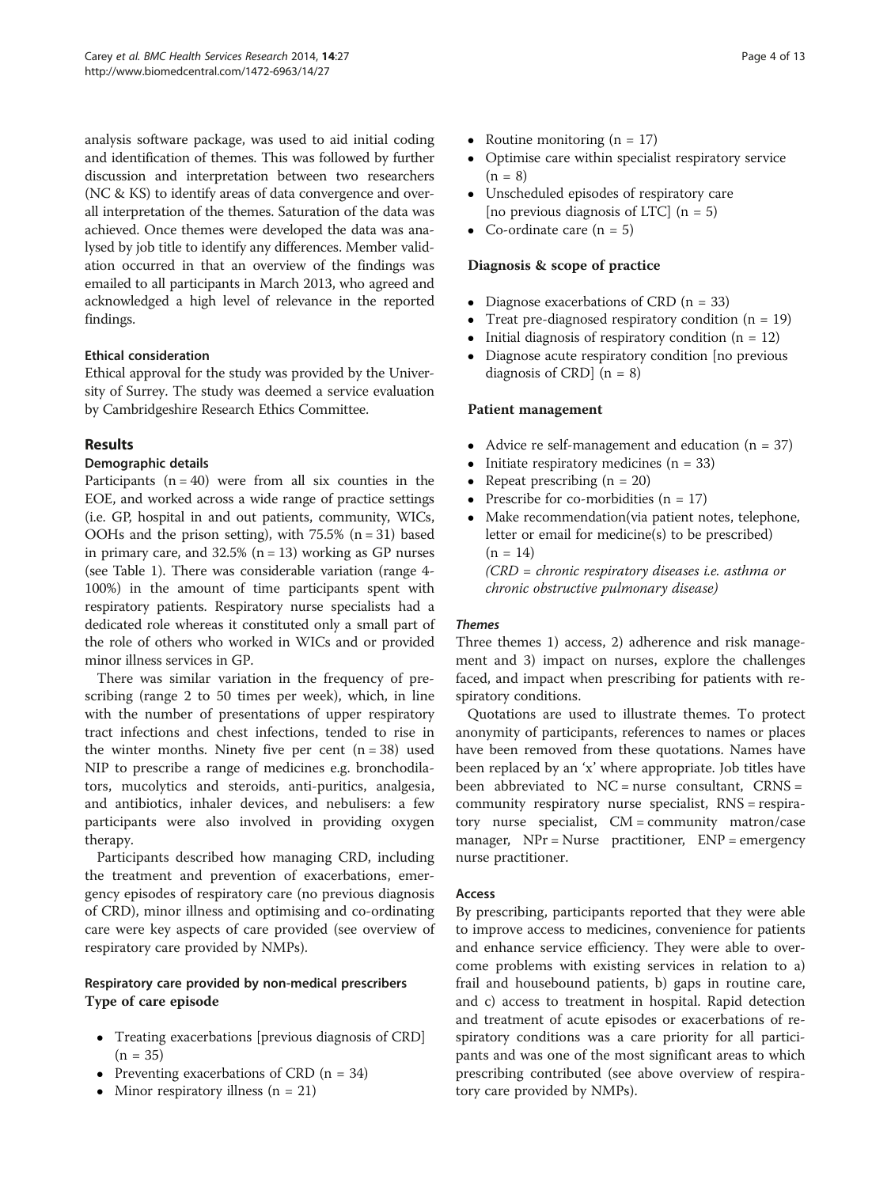analysis software package, was used to aid initial coding and identification of themes. This was followed by further discussion and interpretation between two researchers (NC & KS) to identify areas of data convergence and overall interpretation of the themes. Saturation of the data was achieved. Once themes were developed the data was analysed by job title to identify any differences. Member validation occurred in that an overview of the findings was emailed to all participants in March 2013, who agreed and acknowledged a high level of relevance in the reported findings.

#### Ethical consideration

Ethical approval for the study was provided by the University of Surrey. The study was deemed a service evaluation by Cambridgeshire Research Ethics Committee.

## Results

#### Demographic details

Participants (n = 40) were from all six counties in the EOE, and worked across a wide range of practice settings (i.e. GP, hospital in and out patients, community, WICs, OOHs and the prison setting), with 75.5% (n = 31) based in primary care, and 32.5% (n = 13) working as GP nurses (see Table 1). There was considerable variation (range 4-100%) in the amount of time participants spent with respiratory patients. Respiratory nurse specialists had a dedicated role whereas it constituted only a small part of the role of others who worked in WICs and or provided minor illness services in GP.

There was similar variation in the frequency of prescribing (range 2 to 50 times per week), which, in line with the number of presentations of upper respiratory tract infections and chest infections, tended to rise in the winter months. Ninety five per cent (n = 38) used NIP to prescribe a range of medicines e.g. bronchodilators, mucolytics and steroids, anti-puritics, analgesia, and antibiotics, inhaler devices, and nebulisers: a few participants were also involved in providing oxygen therapy.

Participants described how managing CRD, including the treatment and prevention of exacerbations, emergency episodes of respiratory care (no previous diagnosis of CRD), minor illness and optimising and co-ordinating care were key aspects of care provided (see overview of respiratory care provided by NMPs).

#### Respiratory care provided by non-medical prescribers

**Type of care episode**

- Treating exacerbations [previous diagnosis of CRD] (n = 35)
- Preventing exacerbations of CRD (n = 34)
- Minor respiratory illness (n = 21)
- Routine monitoring (n = 17)
- Optimise care within specialist respiratory service (n = 8)
- Unscheduled episodes of respiratory care [no previous diagnosis of LTC] (n = 5)
- Co-ordinate care (n = 5)

**Diagnosis & scope of practice**

- Diagnose exacerbations of CRD (n = 33)
- Treat pre-diagnosed respiratory condition (n = 19)
- Initial diagnosis of respiratory condition (n = 12)
- Diagnose acute respiratory condition [no previous diagnosis of CRD] (n = 8)

**Patient management**

- Advice re self-management and education (n = 37)
- Initiate respiratory medicines (n = 33)
- Repeat prescribing (n = 20)
- Prescribe for co-morbidities (n = 17)
- Make recommendation(via patient notes, telephone, letter or email for medicine(s) to be prescribed) (n = 14)

*(CRD = chronic respiratory diseases i.e. asthma or chronic obstructive pulmonary disease)*

#### *Themes*

Three themes 1) access, 2) adherence and risk management and 3) impact on nurses, explore the challenges faced, and impact when prescribing for patients with respiratory conditions.

Quotations are used to illustrate themes. To protect anonymity of participants, references to names or places have been removed from these quotations. Names have been replaced by an 'x' where appropriate. Job titles have been abbreviated to NC = nurse consultant, CRNS = community respiratory nurse specialist, RNS = respiratory nurse specialist, CM = community matron/case manager, NPr = Nurse practitioner, ENP = emergency nurse practitioner.

#### Access

By prescribing, participants reported that they were able to improve access to medicines, convenience for patients and enhance service efficiency. They were able to overcome problems with existing services in relation to a) frail and housebound patients, b) gaps in routine care, and c) access to treatment in hospital. Rapid detection and treatment of acute episodes or exacerbations of respiratory conditions was a care priority for all participants and was one of the most significant areas to which prescribing contributed (see above overview of respiratory care provided by NMPs).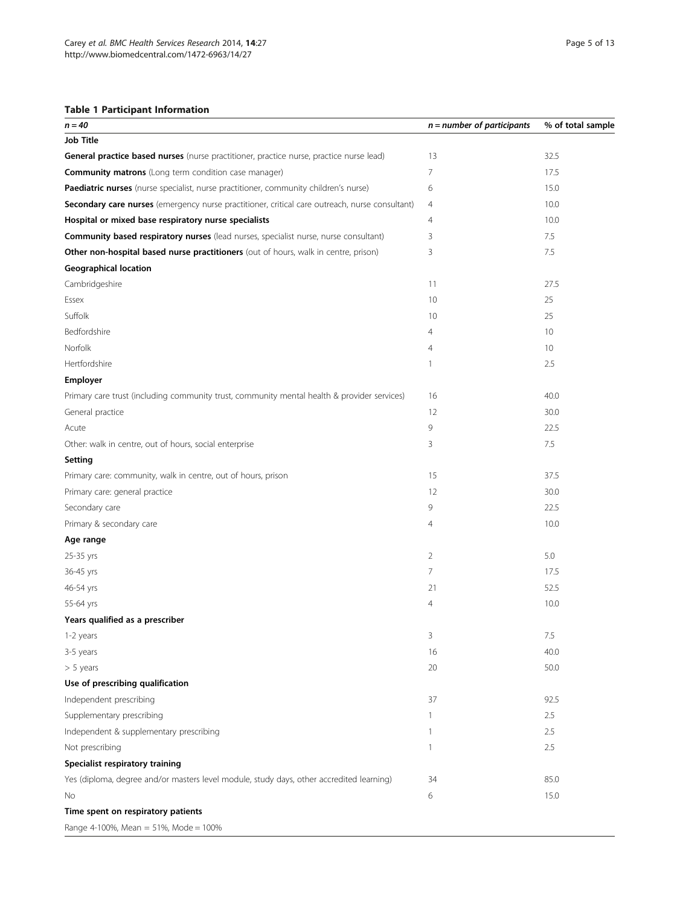**Table 1 Participant Information**

| *n = 40* | *n = number of participants* | % of total sample |
|---|---|---|
| **Job Title** | | |
| **General practice based nurses** (nurse practitioner, practice nurse, practice nurse lead) | 13 | 32.5 |
| **Community matrons** (Long term condition case manager) | 7 | 17.5 |
| **Paediatric nurses** (nurse specialist, nurse practitioner, community children's nurse) | 6 | 15.0 |
| **Secondary care nurses** (emergency nurse practitioner, critical care outreach, nurse consultant) | 4 | 10.0 |
| **Hospital or mixed base respiratory nurse specialists** | 4 | 10.0 |
| **Community based respiratory nurses** (lead nurses, specialist nurse, nurse consultant) | 3 | 7.5 |
| **Other non-hospital based nurse practitioners** (out of hours, walk in centre, prison) | 3 | 7.5 |
| **Geographical location** | | |
| Cambridgeshire | 11 | 27.5 |
| Essex | 10 | 25 |
| Suffolk | 10 | 25 |
| Bedfordshire | 4 | 10 |
| Norfolk | 4 | 10 |
| Hertfordshire | 1 | 2.5 |
| **Employer** | | |
| Primary care trust (including community trust, community mental health & provider services) | 16 | 40.0 |
| General practice | 12 | 30.0 |
| Acute | 9 | 22.5 |
| Other: walk in centre, out of hours, social enterprise | 3 | 7.5 |
| **Setting** | | |
| Primary care: community, walk in centre, out of hours, prison | 15 | 37.5 |
| Primary care: general practice | 12 | 30.0 |
| Secondary care | 9 | 22.5 |
| Primary & secondary care | 4 | 10.0 |
| **Age range** | | |
| 25-35 yrs | 2 | 5.0 |
| 36-45 yrs | 7 | 17.5 |
| 46-54 yrs | 21 | 52.5 |
| 55-64 yrs | 4 | 10.0 |
| **Years qualified as a prescriber** | | |
| 1-2 years | 3 | 7.5 |
| 3-5 years | 16 | 40.0 |
| > 5 years | 20 | 50.0 |
| **Use of prescribing qualification** | | |
| Independent prescribing | 37 | 92.5 |
| Supplementary prescribing | 1 | 2.5 |
| Independent & supplementary prescribing | 1 | 2.5 |
| Not prescribing | 1 | 2.5 |
| **Specialist respiratory training** | | |
| Yes (diploma, degree and/or masters level module, study days, other accredited learning) | 34 | 85.0 |
| No | 6 | 15.0 |
| **Time spent on respiratory patients** | | |
| Range 4-100%, Mean = 51%, Mode = 100% | | |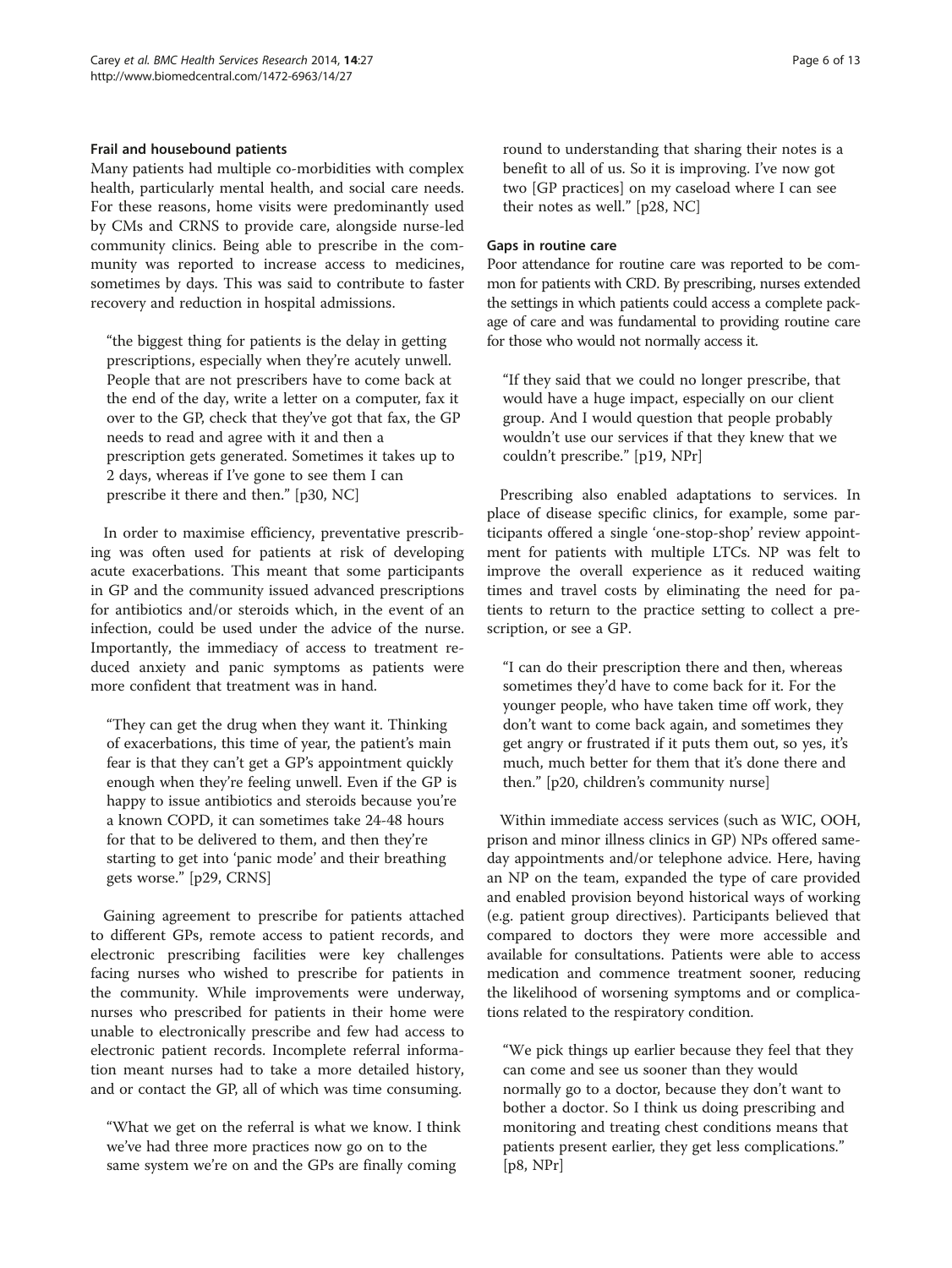### Frail and housebound patients

Many patients had multiple co-morbidities with complex health, particularly mental health, and social care needs. For these reasons, home visits were predominantly used by CMs and CRNS to provide care, alongside nurse-led community clinics. Being able to prescribe in the community was reported to increase access to medicines, sometimes by days. This was said to contribute to faster recovery and reduction in hospital admissions.

> "the biggest thing for patients is the delay in getting prescriptions, especially when they're acutely unwell. People that are not prescribers have to come back at the end of the day, write a letter on a computer, fax it over to the GP, check that they've got that fax, the GP needs to read and agree with it and then a prescription gets generated. Sometimes it takes up to 2 days, whereas if I've gone to see them I can prescribe it there and then." [p30, NC]

In order to maximise efficiency, preventative prescribing was often used for patients at risk of developing acute exacerbations. This meant that some participants in GP and the community issued advanced prescriptions for antibiotics and/or steroids which, in the event of an infection, could be used under the advice of the nurse. Importantly, the immediacy of access to treatment reduced anxiety and panic symptoms as patients were more confident that treatment was in hand.

> "They can get the drug when they want it. Thinking of exacerbations, this time of year, the patient's main fear is that they can't get a GP's appointment quickly enough when they're feeling unwell. Even if the GP is happy to issue antibiotics and steroids because you're a known COPD, it can sometimes take 24-48 hours for that to be delivered to them, and then they're starting to get into 'panic mode' and their breathing gets worse." [p29, CRNS]

Gaining agreement to prescribe for patients attached to different GPs, remote access to patient records, and electronic prescribing facilities were key challenges facing nurses who wished to prescribe for patients in the community. While improvements were underway, nurses who prescribed for patients in their home were unable to electronically prescribe and few had access to electronic patient records. Incomplete referral information meant nurses had to take a more detailed history, and or contact the GP, all of which was time consuming.

> "What we get on the referral is what we know. I think we've had three more practices now go on to the same system we're on and the GPs are finally coming round to understanding that sharing their notes is a benefit to all of us. So it is improving. I've now got two [GP practices] on my caseload where I can see their notes as well." [p28, NC]

### Gaps in routine care

Poor attendance for routine care was reported to be common for patients with CRD. By prescribing, nurses extended the settings in which patients could access a complete package of care and was fundamental to providing routine care for those who would not normally access it.

> "If they said that we could no longer prescribe, that would have a huge impact, especially on our client group. And I would question that people probably wouldn't use our services if that they knew that we couldn't prescribe." [p19, NPr]

Prescribing also enabled adaptations to services. In place of disease specific clinics, for example, some participants offered a single 'one-stop-shop' review appointment for patients with multiple LTCs. NP was felt to improve the overall experience as it reduced waiting times and travel costs by eliminating the need for patients to return to the practice setting to collect a prescription, or see a GP.

> "I can do their prescription there and then, whereas sometimes they'd have to come back for it. For the younger people, who have taken time off work, they don't want to come back again, and sometimes they get angry or frustrated if it puts them out, so yes, it's much, much better for them that it's done there and then." [p20, children's community nurse]

Within immediate access services (such as WIC, OOH, prison and minor illness clinics in GP) NPs offered same-day appointments and/or telephone advice. Here, having an NP on the team, expanded the type of care provided and enabled provision beyond historical ways of working (e.g. patient group directives). Participants believed that compared to doctors they were more accessible and available for consultations. Patients were able to access medication and commence treatment sooner, reducing the likelihood of worsening symptoms and or complications related to the respiratory condition.

> "We pick things up earlier because they feel that they can come and see us sooner than they would normally go to a doctor, because they don't want to bother a doctor. So I think us doing prescribing and monitoring and treating chest conditions means that patients present earlier, they get less complications." [p8, NPr]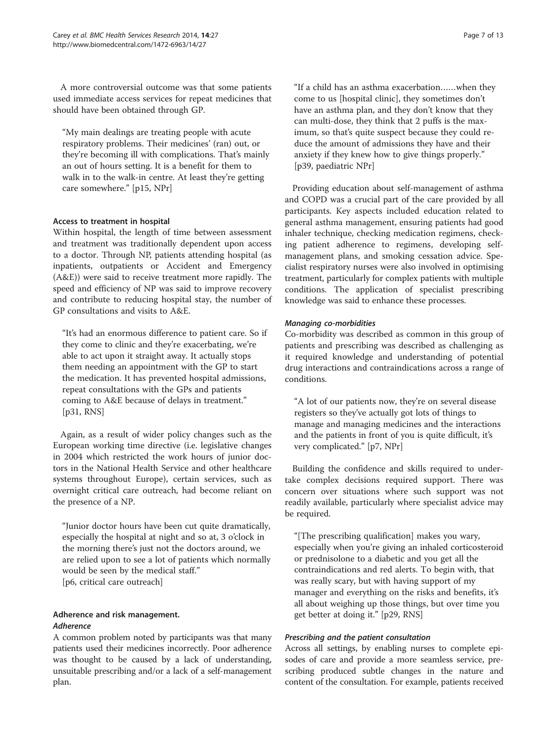A more controversial outcome was that some patients used immediate access services for repeat medicines that should have been obtained through GP.

> "My main dealings are treating people with acute respiratory problems. Their medicines' (ran) out, or they're becoming ill with complications. That's mainly an out of hours setting. It is a benefit for them to walk in to the walk-in centre. At least they're getting care somewhere." [p15, NPr]

#### Access to treatment in hospital

Within hospital, the length of time between assessment and treatment was traditionally dependent upon access to a doctor. Through NP, patients attending hospital (as inpatients, outpatients or Accident and Emergency (A&E)) were said to receive treatment more rapidly. The speed and efficiency of NP was said to improve recovery and contribute to reducing hospital stay, the number of GP consultations and visits to A&E.

> "It's had an enormous difference to patient care. So if they come to clinic and they're exacerbating, we're able to act upon it straight away. It actually stops them needing an appointment with the GP to start the medication. It has prevented hospital admissions, repeat consultations with the GPs and patients coming to A&E because of delays in treatment." [p31, RNS]

Again, as a result of wider policy changes such as the European working time directive (i.e. legislative changes in 2004 which restricted the work hours of junior doctors in the National Health Service and other healthcare systems throughout Europe), certain services, such as overnight critical care outreach, had become reliant on the presence of a NP.

> "Junior doctor hours have been cut quite dramatically, especially the hospital at night and so at, 3 o'clock in the morning there's just not the doctors around, we are relied upon to see a lot of patients which normally would be seen by the medical staff." [p6, critical care outreach]

### Adherence and risk management.

#### *Adherence*

A common problem noted by participants was that many patients used their medicines incorrectly. Poor adherence was thought to be caused by a lack of understanding, unsuitable prescribing and/or a lack of a self-management plan.

> "If a child has an asthma exacerbation……when they come to us [hospital clinic], they sometimes don't have an asthma plan, and they don't know that they can multi-dose, they think that 2 puffs is the maximum, so that's quite suspect because they could reduce the amount of admissions they have and their anxiety if they knew how to give things properly." [p39, paediatric NPr]

Providing education about self-management of asthma and COPD was a crucial part of the care provided by all participants. Key aspects included education related to general asthma management, ensuring patients had good inhaler technique, checking medication regimens, checking patient adherence to regimens, developing self-management plans, and smoking cessation advice. Specialist respiratory nurses were also involved in optimising treatment, particularly for complex patients with multiple conditions. The application of specialist prescribing knowledge was said to enhance these processes.

#### *Managing co-morbidities*

Co-morbidity was described as common in this group of patients and prescribing was described as challenging as it required knowledge and understanding of potential drug interactions and contraindications across a range of conditions.

> "A lot of our patients now, they're on several disease registers so they've actually got lots of things to manage and managing medicines and the interactions and the patients in front of you is quite difficult, it's very complicated." [p7, NPr]

Building the confidence and skills required to undertake complex decisions required support. There was concern over situations where such support was not readily available, particularly where specialist advice may be required.

> "[The prescribing qualification] makes you wary, especially when you're giving an inhaled corticosteroid or prednisolone to a diabetic and you get all the contraindications and red alerts. To begin with, that was really scary, but with having support of my manager and everything on the risks and benefits, it's all about weighing up those things, but over time you get better at doing it." [p29, RNS]

#### *Prescribing and the patient consultation*

Across all settings, by enabling nurses to complete episodes of care and provide a more seamless service, prescribing produced subtle changes in the nature and content of the consultation. For example, patients received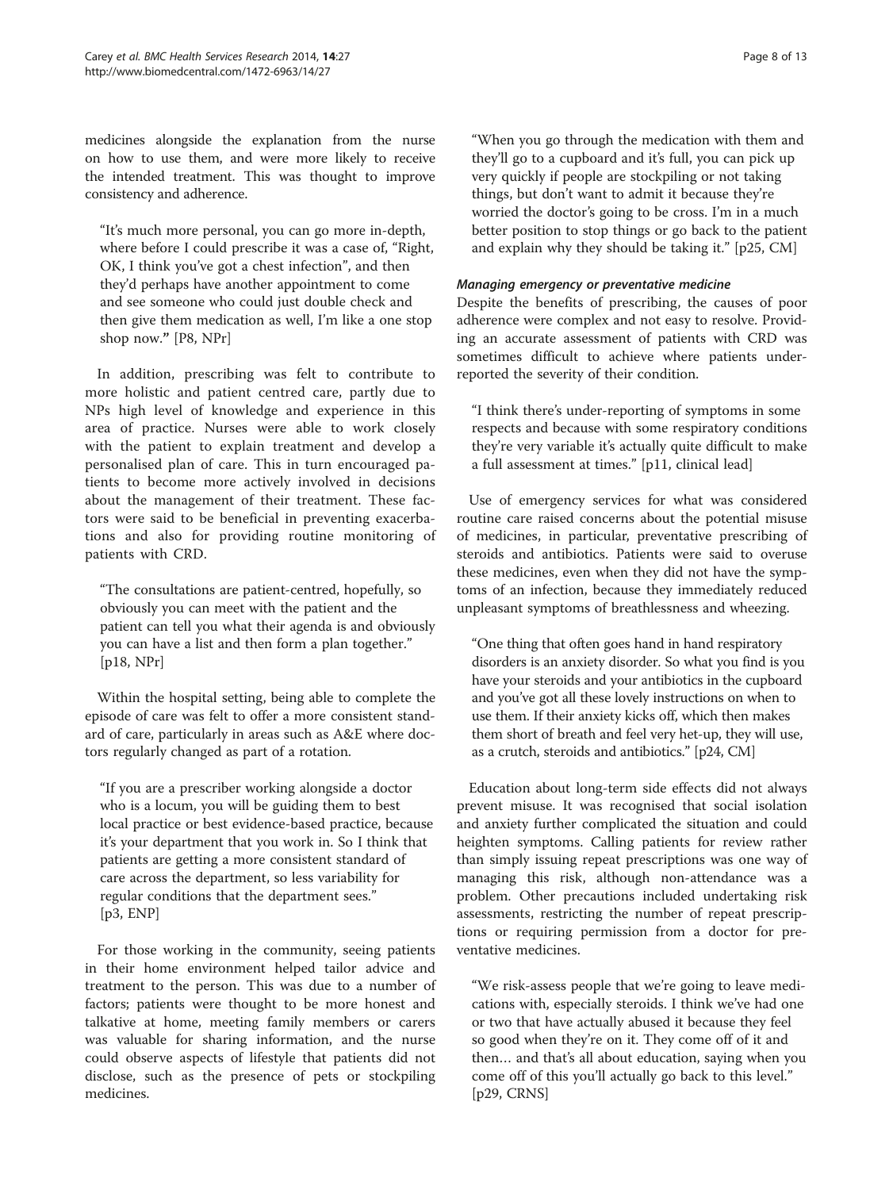medicines alongside the explanation from the nurse on how to use them, and were more likely to receive the intended treatment. This was thought to improve consistency and adherence.

> "It's much more personal, you can go more in-depth, where before I could prescribe it was a case of, "Right, OK, I think you've got a chest infection", and then they'd perhaps have another appointment to come and see someone who could just double check and then give them medication as well, I'm like a one stop shop now." [P8, NPr]

In addition, prescribing was felt to contribute to more holistic and patient centred care, partly due to NPs high level of knowledge and experience in this area of practice. Nurses were able to work closely with the patient to explain treatment and develop a personalised plan of care. This in turn encouraged patients to become more actively involved in decisions about the management of their treatment. These factors were said to be beneficial in preventing exacerbations and also for providing routine monitoring of patients with CRD.

> "The consultations are patient-centred, hopefully, so obviously you can meet with the patient and the patient can tell you what their agenda is and obviously you can have a list and then form a plan together." [p18, NPr]

Within the hospital setting, being able to complete the episode of care was felt to offer a more consistent standard of care, particularly in areas such as A&E where doctors regularly changed as part of a rotation.

> "If you are a prescriber working alongside a doctor who is a locum, you will be guiding them to best local practice or best evidence-based practice, because it's your department that you work in. So I think that patients are getting a more consistent standard of care across the department, so less variability for regular conditions that the department sees." [p3, ENP]

For those working in the community, seeing patients in their home environment helped tailor advice and treatment to the person. This was due to a number of factors; patients were thought to be more honest and talkative at home, meeting family members or carers was valuable for sharing information, and the nurse could observe aspects of lifestyle that patients did not disclose, such as the presence of pets or stockpiling medicines.

> "When you go through the medication with them and they'll go to a cupboard and it's full, you can pick up very quickly if people are stockpiling or not taking things, but don't want to admit it because they're worried the doctor's going to be cross. I'm in a much better position to stop things or go back to the patient and explain why they should be taking it." [p25, CM]

#### *Managing emergency or preventative medicine*

Despite the benefits of prescribing, the causes of poor adherence were complex and not easy to resolve. Providing an accurate assessment of patients with CRD was sometimes difficult to achieve where patients under-reported the severity of their condition.

> "I think there's under-reporting of symptoms in some respects and because with some respiratory conditions they're very variable it's actually quite difficult to make a full assessment at times." [p11, clinical lead]

Use of emergency services for what was considered routine care raised concerns about the potential misuse of medicines, in particular, preventative prescribing of steroids and antibiotics. Patients were said to overuse these medicines, even when they did not have the symptoms of an infection, because they immediately reduced unpleasant symptoms of breathlessness and wheezing.

> "One thing that often goes hand in hand respiratory disorders is an anxiety disorder. So what you find is you have your steroids and your antibiotics in the cupboard and you've got all these lovely instructions on when to use them. If their anxiety kicks off, which then makes them short of breath and feel very het-up, they will use, as a crutch, steroids and antibiotics." [p24, CM]

Education about long-term side effects did not always prevent misuse. It was recognised that social isolation and anxiety further complicated the situation and could heighten symptoms. Calling patients for review rather than simply issuing repeat prescriptions was one way of managing this risk, although non-attendance was a problem. Other precautions included undertaking risk assessments, restricting the number of repeat prescriptions or requiring permission from a doctor for preventative medicines.

> "We risk-assess people that we're going to leave medications with, especially steroids. I think we've had one or two that have actually abused it because they feel so good when they're on it. They come off of it and then… and that's all about education, saying when you come off of this you'll actually go back to this level." [p29, CRNS]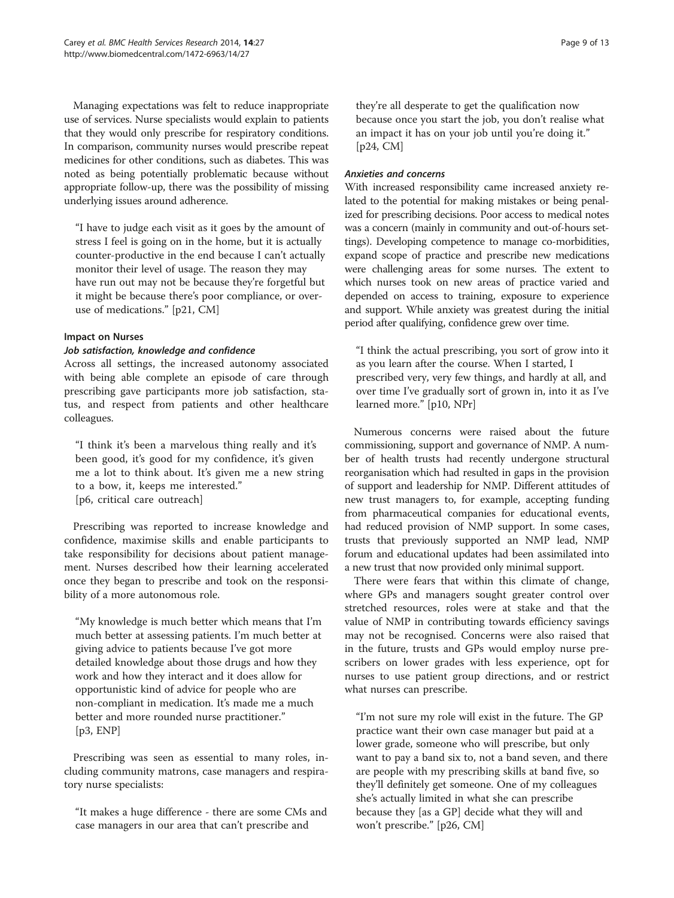Managing expectations was felt to reduce inappropriate use of services. Nurse specialists would explain to patients that they would only prescribe for respiratory conditions. In comparison, community nurses would prescribe repeat medicines for other conditions, such as diabetes. This was noted as being potentially problematic because without appropriate follow-up, there was the possibility of missing underlying issues around adherence.

> "I have to judge each visit as it goes by the amount of stress I feel is going on in the home, but it is actually counter-productive in the end because I can't actually monitor their level of usage. The reason they may have run out may not be because they're forgetful but it might be because there's poor compliance, or over-use of medications." [p21, CM]

### Impact on Nurses

#### *Job satisfaction, knowledge and confidence*

Across all settings, the increased autonomy associated with being able complete an episode of care through prescribing gave participants more job satisfaction, status, and respect from patients and other healthcare colleagues.

> "I think it's been a marvelous thing really and it's been good, it's good for my confidence, it's given me a lot to think about. It's given me a new string to a bow, it, keeps me interested." [p6, critical care outreach]

Prescribing was reported to increase knowledge and confidence, maximise skills and enable participants to take responsibility for decisions about patient management. Nurses described how their learning accelerated once they began to prescribe and took on the responsibility of a more autonomous role.

> "My knowledge is much better which means that I'm much better at assessing patients. I'm much better at giving advice to patients because I've got more detailed knowledge about those drugs and how they work and how they interact and it does allow for opportunistic kind of advice for people who are non-compliant in medication. It's made me a much better and more rounded nurse practitioner." [p3, ENP]

Prescribing was seen as essential to many roles, including community matrons, case managers and respiratory nurse specialists:

> "It makes a huge difference - there are some CMs and case managers in our area that can't prescribe and they're all desperate to get the qualification now because once you start the job, you don't realise what an impact it has on your job until you're doing it." [p24, CM]

#### *Anxieties and concerns*

With increased responsibility came increased anxiety related to the potential for making mistakes or being penalized for prescribing decisions. Poor access to medical notes was a concern (mainly in community and out-of-hours settings). Developing competence to manage co-morbidities, expand scope of practice and prescribe new medications were challenging areas for some nurses. The extent to which nurses took on new areas of practice varied and depended on access to training, exposure to experience and support. While anxiety was greatest during the initial period after qualifying, confidence grew over time.

> "I think the actual prescribing, you sort of grow into it as you learn after the course. When I started, I prescribed very, very few things, and hardly at all, and over time I've gradually sort of grown in, into it as I've learned more." [p10, NPr]

Numerous concerns were raised about the future commissioning, support and governance of NMP. A number of health trusts had recently undergone structural reorganisation which had resulted in gaps in the provision of support and leadership for NMP. Different attitudes of new trust managers to, for example, accepting funding from pharmaceutical companies for educational events, had reduced provision of NMP support. In some cases, trusts that previously supported an NMP lead, NMP forum and educational updates had been assimilated into a new trust that now provided only minimal support.

There were fears that within this climate of change, where GPs and managers sought greater control over stretched resources, roles were at stake and that the value of NMP in contributing towards efficiency savings may not be recognised. Concerns were also raised that in the future, trusts and GPs would employ nurse prescribers on lower grades with less experience, opt for nurses to use patient group directions, and or restrict what nurses can prescribe.

> "I'm not sure my role will exist in the future. The GP practice want their own case manager but paid at a lower grade, someone who will prescribe, but only want to pay a band six to, not a band seven, and there are people with my prescribing skills at band five, so they'll definitely get someone. One of my colleagues she's actually limited in what she can prescribe because they [as a GP] decide what they will and won't prescribe." [p26, CM]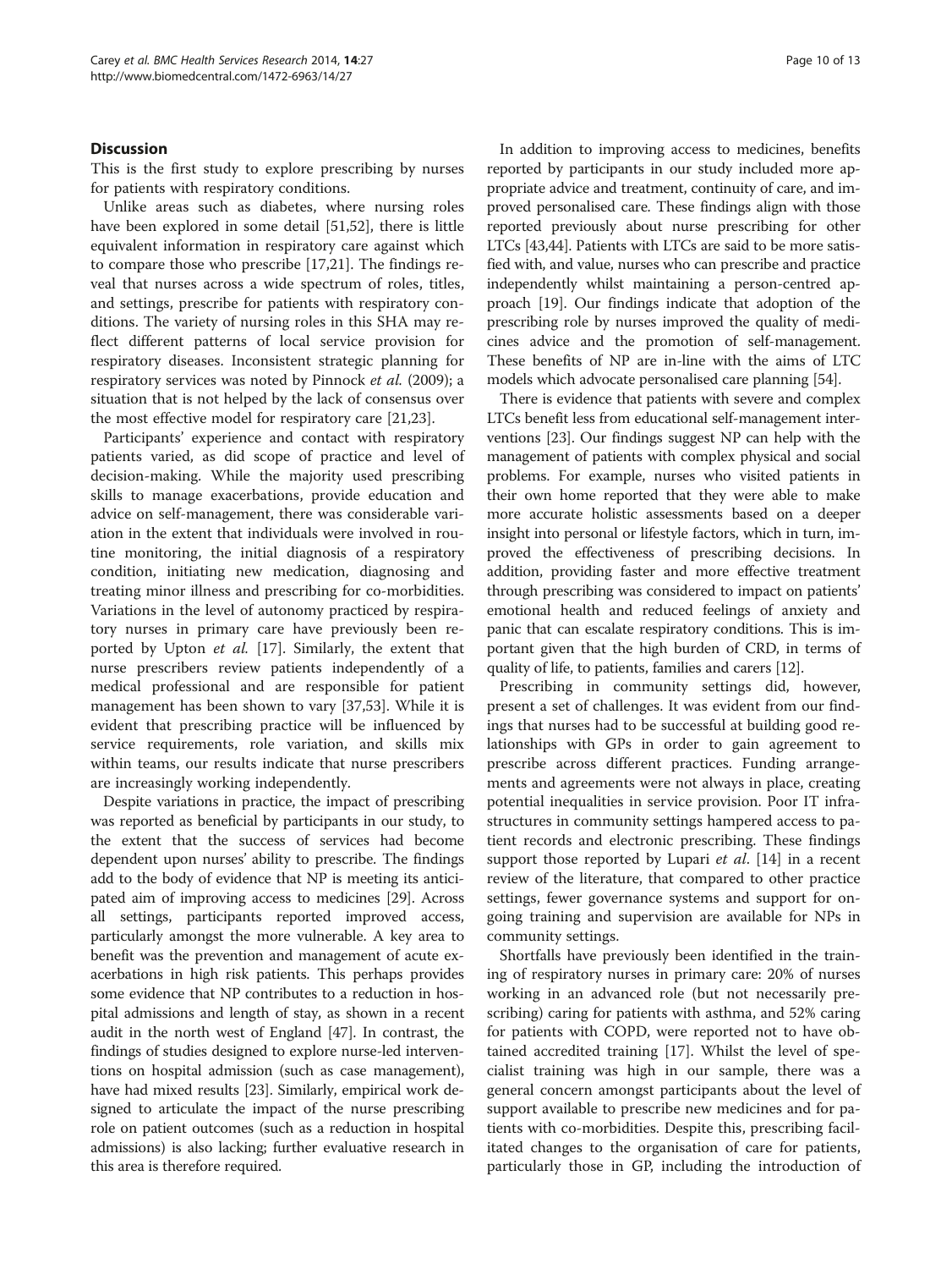## Discussion

This is the first study to explore prescribing by nurses for patients with respiratory conditions.

Unlike areas such as diabetes, where nursing roles have been explored in some detail [51,52], there is little equivalent information in respiratory care against which to compare those who prescribe [17,21]. The findings reveal that nurses across a wide spectrum of roles, titles, and settings, prescribe for patients with respiratory conditions. The variety of nursing roles in this SHA may reflect different patterns of local service provision for respiratory diseases. Inconsistent strategic planning for respiratory services was noted by Pinnock *et al.* (2009); a situation that is not helped by the lack of consensus over the most effective model for respiratory care [21,23].

Participants' experience and contact with respiratory patients varied, as did scope of practice and level of decision-making. While the majority used prescribing skills to manage exacerbations, provide education and advice on self-management, there was considerable variation in the extent that individuals were involved in routine monitoring, the initial diagnosis of a respiratory condition, initiating new medication, diagnosing and treating minor illness and prescribing for co-morbidities. Variations in the level of autonomy practiced by respiratory nurses in primary care have previously been reported by Upton *et al.* [17]. Similarly, the extent that nurse prescribers review patients independently of a medical professional and are responsible for patient management has been shown to vary [37,53]. While it is evident that prescribing practice will be influenced by service requirements, role variation, and skills mix within teams, our results indicate that nurse prescribers are increasingly working independently.

Despite variations in practice, the impact of prescribing was reported as beneficial by participants in our study, to the extent that the success of services had become dependent upon nurses' ability to prescribe. The findings add to the body of evidence that NP is meeting its anticipated aim of improving access to medicines [29]. Across all settings, participants reported improved access, particularly amongst the more vulnerable. A key area to benefit was the prevention and management of acute exacerbations in high risk patients. This perhaps provides some evidence that NP contributes to a reduction in hospital admissions and length of stay, as shown in a recent audit in the north west of England [47]. In contrast, the findings of studies designed to explore nurse-led interventions on hospital admission (such as case management), have had mixed results [23]. Similarly, empirical work designed to articulate the impact of the nurse prescribing role on patient outcomes (such as a reduction in hospital admissions) is also lacking; further evaluative research in this area is therefore required.

In addition to improving access to medicines, benefits reported by participants in our study included more appropriate advice and treatment, continuity of care, and improved personalised care. These findings align with those reported previously about nurse prescribing for other LTCs [43,44]. Patients with LTCs are said to be more satisfied with, and value, nurses who can prescribe and practice independently whilst maintaining a person-centred approach [19]. Our findings indicate that adoption of the prescribing role by nurses improved the quality of medicines advice and the promotion of self-management. These benefits of NP are in-line with the aims of LTC models which advocate personalised care planning [54].

There is evidence that patients with severe and complex LTCs benefit less from educational self-management interventions [23]. Our findings suggest NP can help with the management of patients with complex physical and social problems. For example, nurses who visited patients in their own home reported that they were able to make more accurate holistic assessments based on a deeper insight into personal or lifestyle factors, which in turn, improved the effectiveness of prescribing decisions. In addition, providing faster and more effective treatment through prescribing was considered to impact on patients' emotional health and reduced feelings of anxiety and panic that can escalate respiratory conditions. This is important given that the high burden of CRD, in terms of quality of life, to patients, families and carers [12].

Prescribing in community settings did, however, present a set of challenges. It was evident from our findings that nurses had to be successful at building good relationships with GPs in order to gain agreement to prescribe across different practices. Funding arrangements and agreements were not always in place, creating potential inequalities in service provision. Poor IT infrastructures in community settings hampered access to patient records and electronic prescribing. These findings support those reported by Lupari *et al.* [14] in a recent review of the literature, that compared to other practice settings, fewer governance systems and support for ongoing training and supervision are available for NPs in community settings.

Shortfalls have previously been identified in the training of respiratory nurses in primary care: 20% of nurses working in an advanced role (but not necessarily prescribing) caring for patients with asthma, and 52% caring for patients with COPD, were reported not to have obtained accredited training [17]. Whilst the level of specialist training was high in our sample, there was a general concern amongst participants about the level of support available to prescribe new medicines and for patients with co-morbidities. Despite this, prescribing facilitated changes to the organisation of care for patients, particularly those in GP, including the introduction of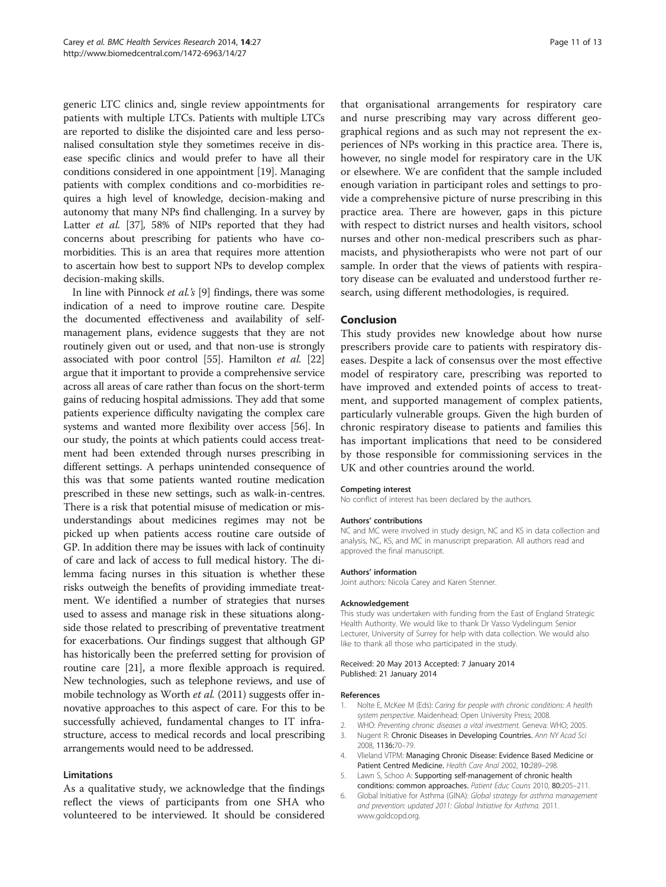generic LTC clinics and, single review appointments for patients with multiple LTCs. Patients with multiple LTCs are reported to dislike the disjointed care and less personalised consultation style they sometimes receive in disease specific clinics and would prefer to have all their conditions considered in one appointment [19]. Managing patients with complex conditions and co-morbidities requires a high level of knowledge, decision-making and autonomy that many NPs find challenging. In a survey by Latter *et al.* [37], 58% of NIPs reported that they had concerns about prescribing for patients who have co-morbidities. This is an area that requires more attention to ascertain how best to support NPs to develop complex decision-making skills.

In line with Pinnock *et al.'s* [9] findings, there was some indication of a need to improve routine care. Despite the documented effectiveness and availability of self-management plans, evidence suggests that they are not routinely given out or used, and that non-use is strongly associated with poor control [55]. Hamilton *et al.* [22] argue that it important to provide a comprehensive service across all areas of care rather than focus on the short-term gains of reducing hospital admissions. They add that some patients experience difficulty navigating the complex care systems and wanted more flexibility over access [56]. In our study, the points at which patients could access treatment had been extended through nurses prescribing in different settings. A perhaps unintended consequence of this was that some patients wanted routine medication prescribed in these new settings, such as walk-in-centres. There is a risk that potential misuse of medication or misunderstandings about medicines regimes may not be picked up when patients access routine care outside of GP. In addition there may be issues with lack of continuity of care and lack of access to full medical history. The dilemma facing nurses in this situation is whether these risks outweigh the benefits of providing immediate treatment. We identified a number of strategies that nurses used to assess and manage risk in these situations alongside those related to prescribing of preventative treatment for exacerbations. Our findings suggest that although GP has historically been the preferred setting for provision of routine care [21], a more flexible approach is required. New technologies, such as telephone reviews, and use of mobile technology as Worth *et al.* (2011) suggests offer innovative approaches to this aspect of care. For this to be successfully achieved, fundamental changes to IT infrastructure, access to medical records and local prescribing arrangements would need to be addressed.

### Limitations

As a qualitative study, we acknowledge that the findings reflect the views of participants from one SHA who volunteered to be interviewed. It should be considered that organisational arrangements for respiratory care and nurse prescribing may vary across different geographical regions and as such may not represent the experiences of NPs working in this practice area. There is, however, no single model for respiratory care in the UK or elsewhere. We are confident that the sample included enough variation in participant roles and settings to provide a comprehensive picture of nurse prescribing in this practice area. There are however, gaps in this picture with respect to district nurses and health visitors, school nurses and other non-medical prescribers such as pharmacists, and physiotherapists who were not part of our sample. In order that the views of patients with respiratory disease can be evaluated and understood further research, using different methodologies, is required.

## Conclusion

This study provides new knowledge about how nurse prescribers provide care to patients with respiratory diseases. Despite a lack of consensus over the most effective model of respiratory care, prescribing was reported to have improved and extended points of access to treatment, and supported management of complex patients, particularly vulnerable groups. Given the high burden of chronic respiratory disease to patients and families this has important implications that need to be considered by those responsible for commissioning services in the UK and other countries around the world.

#### Competing interest

No conflict of interest has been declared by the authors.

#### Authors' contributions

NC and MC were involved in study design, NC and KS in data collection and analysis, NC, KS, and MC in manuscript preparation. All authors read and approved the final manuscript.

#### Authors' information

Joint authors: Nicola Carey and Karen Stenner.

#### Acknowledgement

This study was undertaken with funding from the East of England Strategic Health Authority. We would like to thank Dr Vasso Vydelingum Senior Lecturer, University of Surrey for help with data collection. We would also like to thank all those who participated in the study.

Received: 20 May 2013 Accepted: 7 January 2014
Published: 21 January 2014

#### References

1. Nolte E, McKee M (Eds): *Caring for people with chronic conditions: A health system perspective.* Maidenhead: Open University Press; 2008.
2. WHO: *Preventing chronic diseases a vital investment.* Geneva: WHO; 2005.
3. Nugent R: **Chronic Diseases in Developing Countries.** *Ann NY Acad Sci* 2008, **1136:**70–79.
4. Vlieland VTPM: **Managing Chronic Disease: Evidence Based Medicine or Patient Centred Medicine.** *Health Care Anal* 2002, **10:**289–298.
5. Lawn S, Schoo A: **Supporting self-management of chronic health conditions: common approaches.** *Patient Educ Couns* 2010, **80:**205–211.
6. Global Initiative for Asthma (GINA): *Global strategy for asthma management and prevention: updated 2011: Global Initiative for Asthma.* 2011. www.goldcopd.org.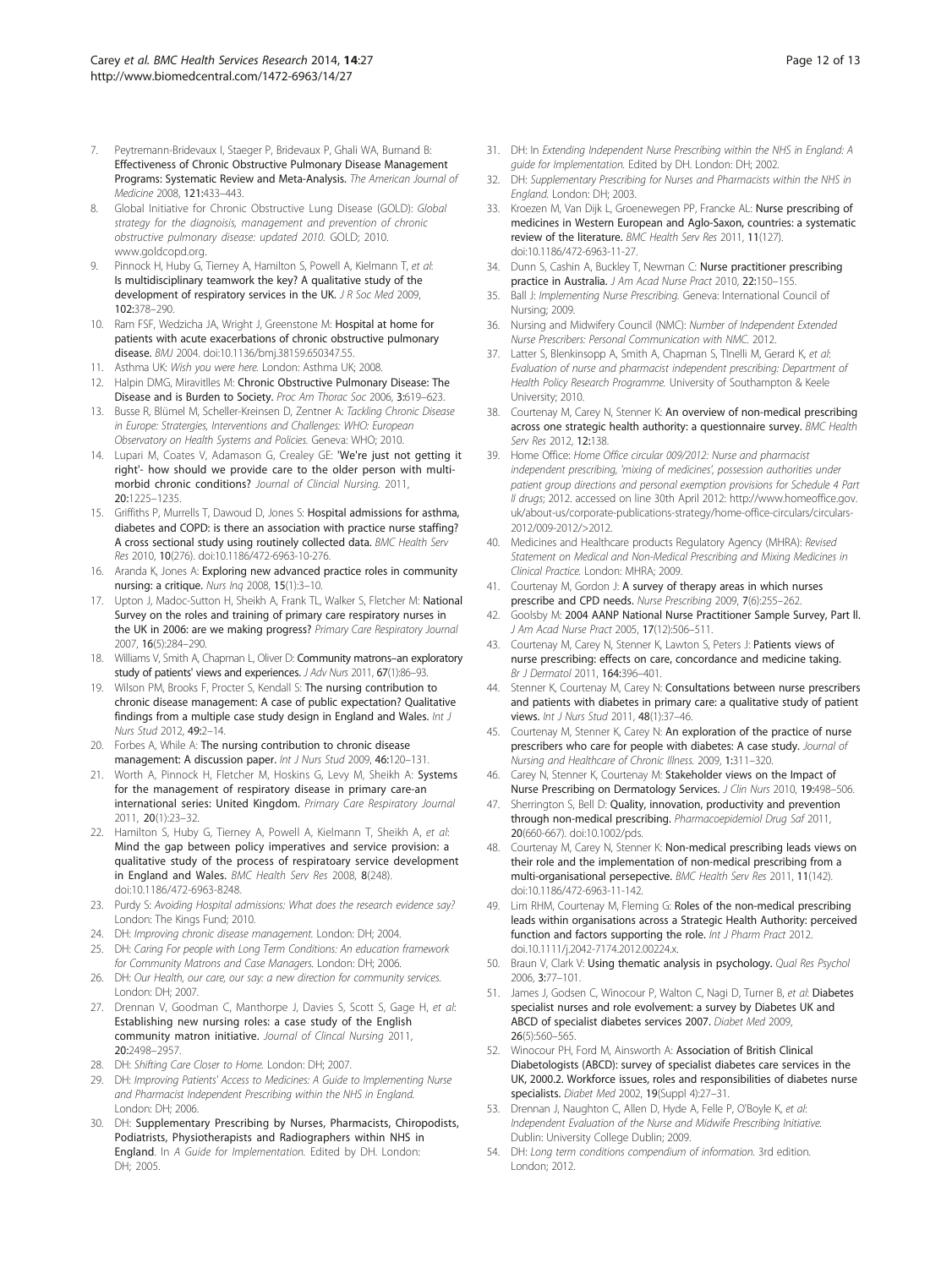7. Peytremann-Bridevaux I, Staeger P, Bridevaux P, Ghali WA, Burnand B: **Effectiveness of Chronic Obstructive Pulmonary Disease Management Programs: Systematic Review and Meta-Analysis.** *The American Journal of Medicine* 2008, **121:**433–443.
8. Global Initiative for Chronic Obstructive Lung Disease (GOLD): *Global strategy for the diagnosis, management and prevention of chronic obstructive pulmonary disease: updated 2010.* GOLD; 2010. www.goldcopd.org.
9. Pinnock H, Huby G, Tierney A, Hamilton S, Powell A, Kielmann T, *et al*: **Is multidisciplinary teamwork the key? A qualitative study of the development of respiratory services in the UK.** *J R Soc Med* 2009, **102:**378–290.
10. Ram FSF, Wedzicha JA, Wright J, Greenstone M: **Hospital at home for patients with acute exacerbations of chronic obstructive pulmonary disease.** *BMJ* 2004. doi:10.1136/bmj.38159.650347.55.
11. Asthma UK: *Wish you were here.* London: Asthma UK; 2008.
12. Halpin DMG, Miravitlles M: **Chronic Obstructive Pulmonary Disease: The Disease and is Burden to Society.** *Proc Am Thorac Soc* 2006, **3:**619–623.
13. Busse R, Blümel M, Scheller-Kreinsen D, Zentner A: *Tackling Chronic Disease in Europe: Stratergies, Interventions and Challenges: WHO: European Observatory on Health Systems and Policies.* Geneva: WHO; 2010.
14. Lupari M, Coates V, Adamason G, Crealey GE: **'We're just not getting it right'- how should we provide care to the older person with multi-morbid chronic conditions?** *Journal of Clincial Nursing.* 2011, **20:**1225–1235.
15. Griffiths P, Murrells T, Dawoud D, Jones S: **Hospital admissions for asthma, diabetes and COPD: is there an association with practice nurse staffing? A cross sectional study using routinely collected data.** *BMC Health Serv Res* 2010, **10**(276). doi:10.1186/472-6963-10-276.
16. Aranda K, Jones A: **Exploring new advanced practice roles in community nursing: a critique.** *Nurs Inq* 2008, **15**(1):3–10.
17. Upton J, Madoc-Sutton H, Sheikh A, Frank TL, Walker S, Fletcher M: **National Survey on the roles and training of primary care respiratory nurses in the UK in 2006: are we making progress?** *Primary Care Respiratory Journal* 2007, **16**(5):284–290.
18. Williams V, Smith A, Chapman L, Oliver D: **Community matrons–an exploratory study of patients' views and experiences.** *J Adv Nurs* 2011, **67**(1):86–93.
19. Wilson PM, Brooks F, Procter S, Kendall S: **The nursing contribution to chronic disease management: A case of public expectation? Qualitative findings from a multiple case study design in England and Wales.** *Int J Nurs Stud* 2012, **49:**2–14.
20. Forbes A, While A: **The nursing contribution to chronic disease management: A discussion paper.** *Int J Nurs Stud* 2009, **46:**120–131.
21. Worth A, Pinnock H, Fletcher M, Hoskins G, Levy M, Sheikh A: **Systems for the management of respiratory disease in primary care-an international series: United Kingdom.** *Primary Care Respiratory Journal* 2011, **20**(1):23–32.
22. Hamilton S, Huby G, Tierney A, Powell A, Kielmann T, Sheikh A, *et al*: **Mind the gap between policy imperatives and service provision: a qualitative study of the process of respiratoary service development in England and Wales.** *BMC Health Serv Res* 2008, **8**(248). doi:10.1186/472-6963-8248.
23. Purdy S: *Avoiding Hospital admissions: What does the research evidence say?* London: The Kings Fund; 2010.
24. DH: *Improving chronic disease management.* London: DH; 2004.
25. DH: *Caring For people with Long Term Conditions: An education framework for Community Matrons and Case Managers.* London: DH; 2006.
26. DH: *Our Health, our care, our say: a new direction for community services.* London: DH; 2007.
27. Drennan V, Goodman C, Manthorpe J, Davies S, Scott S, Gage H, *et al*: **Establishing new nursing roles: a case study of the English community matron initiative.** *Journal of Clincal Nursing* 2011, **20:**2498–2957.
28. DH: *Shifting Care Closer to Home.* London: DH; 2007.
29. DH: *Improving Patients' Access to Medicines: A Guide to Implementing Nurse and Pharmacist Independent Prescribing within the NHS in England.* London: DH; 2006.
30. DH: **Supplementary Prescribing by Nurses, Pharmacists, Chiropodists, Podiatrists, Physiotherapists and Radiographers within NHS in England**. In *A Guide for Implementation.* Edited by DH. London: DH; 2005.
31. DH: In *Extending Independent Nurse Prescribing within the NHS in England: A guide for Implementation.* Edited by DH. London: DH; 2002.
32. DH: *Supplementary Prescribing for Nurses and Pharmacists within the NHS in England.* London: DH; 2003.
33. Kroezen M, Van Dijk L, Groenewegen PP, Francke AL: **Nurse prescribing of medicines in Western European and Aglo-Saxon, countries: a systematic review of the literature.** *BMC Health Serv Res* 2011, **11**(127). doi:10.1186/472-6963-11-27.
34. Dunn S, Cashin A, Buckley T, Newman C: **Nurse practitioner prescribing practice in Australia.** *J Am Acad Nurse Pract* 2010, **22:**150–155.
35. Ball J: *Implementing Nurse Prescribing.* Geneva: International Council of Nursing; 2009.
36. Nursing and Midwifery Council (NMC): *Number of Independent Extended Nurse Prescribers: Personal Communication with NMC.* 2012.
37. Latter S, Blenkinsopp A, Smith A, Chapman S, Tlnelli M, Gerard K, *et al*: *Evaluation of nurse and pharmacist independent prescribing: Department of Health Policy Research Programme.* University of Southampton & Keele University; 2010.
38. Courtenay M, Carey N, Stenner K: **An overview of non-medical prescribing across one strategic health authority: a questionnaire survey.** *BMC Health Serv Res* 2012, **12:**138.
39. Home Office: *Home Office circular 009/2012: Nurse and pharmacist independent prescribing, 'mixing of medicines', possession authorities under patient group directions and personal exemption provisions for Schedule 4 Part II drugs*; 2012. accessed on line 30th April 2012: http://www.homeoffice.gov.uk/about-us/corporate-publications-strategy/home-office-circulars/circulars-2012/009-2012/>2012.
40. Medicines and Healthcare products Regulatory Agency (MHRA): *Revised Statement on Medical and Non-Medical Prescribing and Mixing Medicines in Clinical Practice.* London: MHRA; 2009.
41. Courtenay M, Gordon J: **A survey of therapy areas in which nurses prescribe and CPD needs.** *Nurse Prescribing* 2009, **7**(6):255–262.
42. Goolsby M: **2004 AANP National Nurse Practitioner Sample Survey, Part II.** *J Am Acad Nurse Pract* 2005, **17**(12):506–511.
43. Courtenay M, Carey N, Stenner K, Lawton S, Peters J: **Patients views of nurse prescribing: effects on care, concordance and medicine taking.** *Br J Dermatol* 2011, **164:**396–401.
44. Stenner K, Courtenay M, Carey N: **Consultations between nurse prescribers and patients with diabetes in primary care: a qualitative study of patient views.** *Int J Nurs Stud* 2011, **48**(1):37–46.
45. Courtenay M, Stenner K, Carey N: **An exploration of the practice of nurse prescribers who care for people with diabetes: A case study.** *Journal of Nursing and Healthcare of Chronic Illness.* 2009, **1:**311–320.
46. Carey N, Stenner K, Courtenay M: **Stakeholder views on the Impact of Nurse Prescribing on Dermatology Services.** *J Clin Nurs* 2010, **19:**498–506.
47. Sherrington S, Bell D: **Quality, innovation, productivity and prevention through non-medical prescribing.** *Pharmacoepidemiol Drug Saf* 2011, **20**(660-667). doi:10.1002/pds.
48. Courtenay M, Carey N, Stenner K: **Non-medical prescribing leads views on their role and the implementation of non-medical prescribing from a multi-organisational persepective.** *BMC Health Serv Res* 2011, **11**(142). doi:10.1186/472-6963-11-142.
49. Lim RHM, Courtenay M, Fleming G: **Roles of the non-medical prescribing leads within organisations across a Strategic Health Authority: perceived function and factors supporting the role.** *Int J Pharm Pract* 2012. doi:10.1111/j.2042-7174.2012.00224.x.
50. Braun V, Clark V: **Using thematic analysis in psychology.** *Qual Res Psychol* 2006, **3:**77–101.
51. James J, Godsen C, Winocour P, Walton C, Nagi D, Turner B, *et al*: **Diabetes specialist nurses and role evolvement: a survey by Diabetes UK and ABCD of specialist diabetes services 2007.** *Diabet Med* 2009, **26**(5):560–565.
52. Winocour PH, Ford M, Ainsworth A: **Association of British Clinical Diabetologists (ABCD): survey of specialist diabetes care services in the UK, 2000.2. Workforce issues, roles and responsibilities of diabetes nurse specialists.** *Diabet Med* 2002, **19**(Suppl 4):27–31.
53. Drennan J, Naughton C, Allen D, Hyde A, Felle P, O'Boyle K, *et al*: *Independent Evaluation of the Nurse and Midwife Prescribing Initiative.* Dublin: University College Dublin; 2009.
54. DH: *Long term conditions compendium of information.* 3rd edition. London; 2012.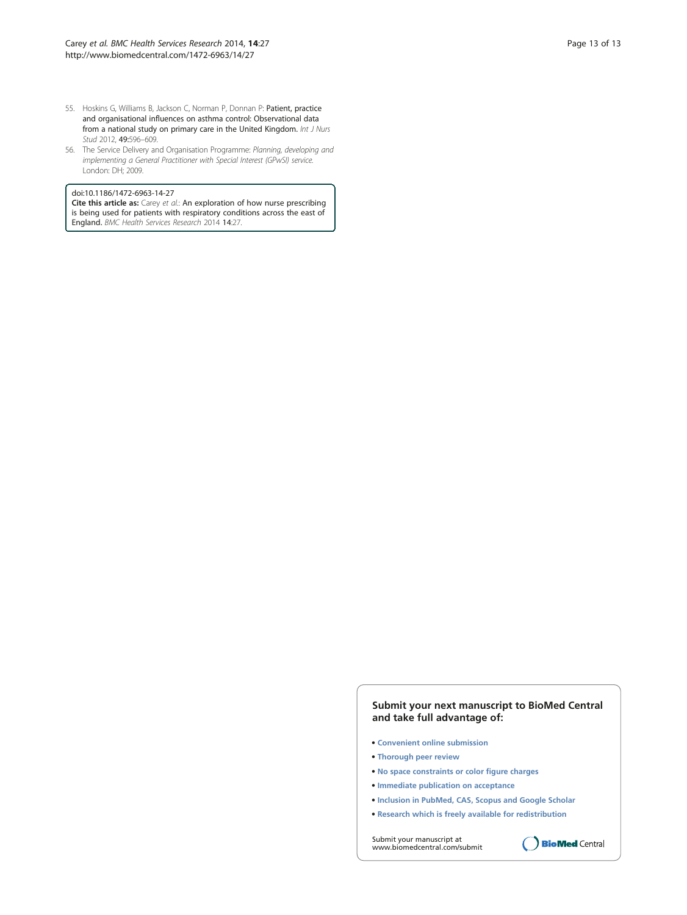55. Hoskins G, Williams B, Jackson C, Norman P, Donnan P: **Patient, practice and organisational influences on asthma control: Observational data from a national study on primary care in the United Kingdom.** *Int J Nurs Stud* 2012, **49:**596–609.
56. The Service Delivery and Organisation Programme: *Planning, developing and implementing a General Practitioner with Special Interest (GPwSI) service.* London: DH; 2009.

doi:10.1186/1472-6963-14-27
**Cite this article as:** Carey *et al.*: An exploration of how nurse prescribing is being used for patients with respiratory conditions across the east of England. *BMC Health Services Research* 2014 **14**:27.

**Submit your next manuscript to BioMed Central and take full advantage of:**

- **Convenient online submission**
- **Thorough peer review**
- **No space constraints or color figure charges**
- **Immediate publication on acceptance**
- **Inclusion in PubMed, CAS, Scopus and Google Scholar**
- **Research which is freely available for redistribution**

Submit your manuscript at
www.biomedcentral.com/submit

BioMed Central